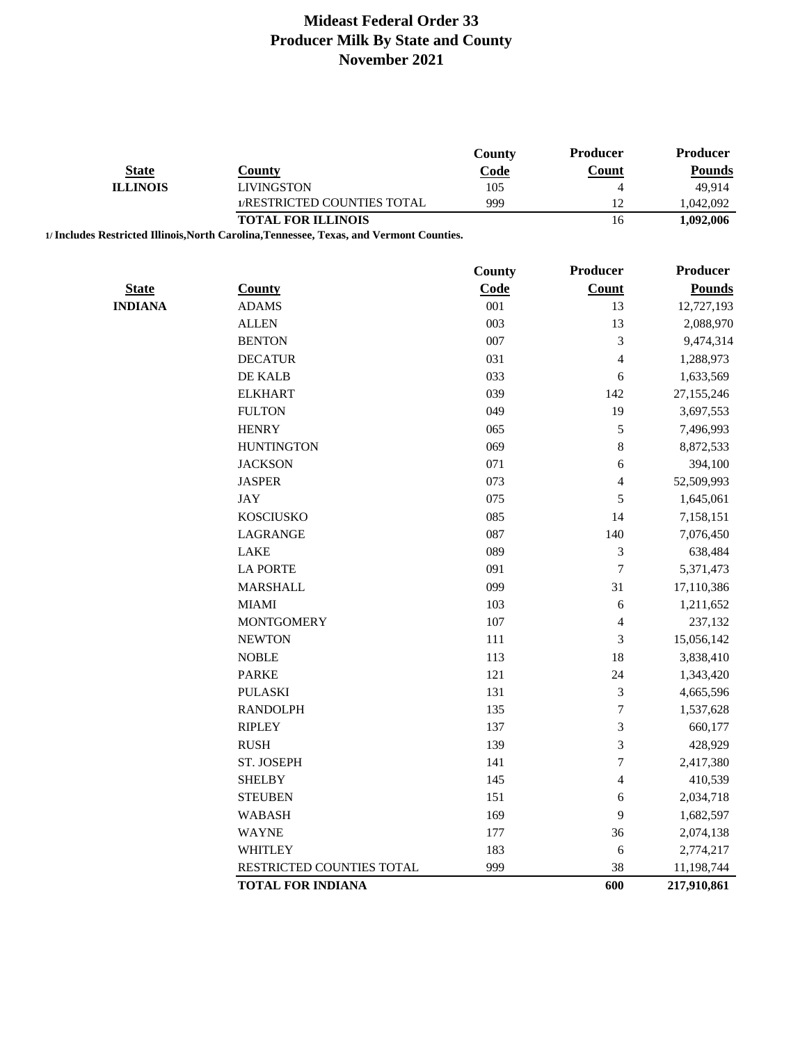# Mideast Federal Order 33
# Producer Milk By State and County
# November 2021

| State | County | County Code | Producer Count | Producer Pounds |
|---|---|---|---|---|
| ILLINOIS | LIVINGSTON | 105 | 4 | 49,914 |
| | 1/RESTRICTED COUNTIES TOTAL | 999 | 12 | 1,042,092 |
| | **TOTAL FOR ILLINOIS** | | 16 | **1,092,006** |

**1/ Includes Restricted Illinois,North Carolina,Tennessee, Texas, and Vermont Counties.**

| State | County | County Code | Producer Count | Producer Pounds |
|---|---|---|---|---|
| INDIANA | ADAMS | 001 | 13 | 12,727,193 |
| | ALLEN | 003 | 13 | 2,088,970 |
| | BENTON | 007 | 3 | 9,474,314 |
| | DECATUR | 031 | 4 | 1,288,973 |
| | DE KALB | 033 | 6 | 1,633,569 |
| | ELKHART | 039 | 142 | 27,155,246 |
| | FULTON | 049 | 19 | 3,697,553 |
| | HENRY | 065 | 5 | 7,496,993 |
| | HUNTINGTON | 069 | 8 | 8,872,533 |
| | JACKSON | 071 | 6 | 394,100 |
| | JASPER | 073 | 4 | 52,509,993 |
| | JAY | 075 | 5 | 1,645,061 |
| | KOSCIUSKO | 085 | 14 | 7,158,151 |
| | LAGRANGE | 087 | 140 | 7,076,450 |
| | LAKE | 089 | 3 | 638,484 |
| | LA PORTE | 091 | 7 | 5,371,473 |
| | MARSHALL | 099 | 31 | 17,110,386 |
| | MIAMI | 103 | 6 | 1,211,652 |
| | MONTGOMERY | 107 | 4 | 237,132 |
| | NEWTON | 111 | 3 | 15,056,142 |
| | NOBLE | 113 | 18 | 3,838,410 |
| | PARKE | 121 | 24 | 1,343,420 |
| | PULASKI | 131 | 3 | 4,665,596 |
| | RANDOLPH | 135 | 7 | 1,537,628 |
| | RIPLEY | 137 | 3 | 660,177 |
| | RUSH | 139 | 3 | 428,929 |
| | ST. JOSEPH | 141 | 7 | 2,417,380 |
| | SHELBY | 145 | 4 | 410,539 |
| | STEUBEN | 151 | 6 | 2,034,718 |
| | WABASH | 169 | 9 | 1,682,597 |
| | WAYNE | 177 | 36 | 2,074,138 |
| | WHITLEY | 183 | 6 | 2,774,217 |
| | RESTRICTED COUNTIES TOTAL | 999 | 38 | 11,198,744 |
| | **TOTAL FOR INDIANA** | | **600** | **217,910,861** |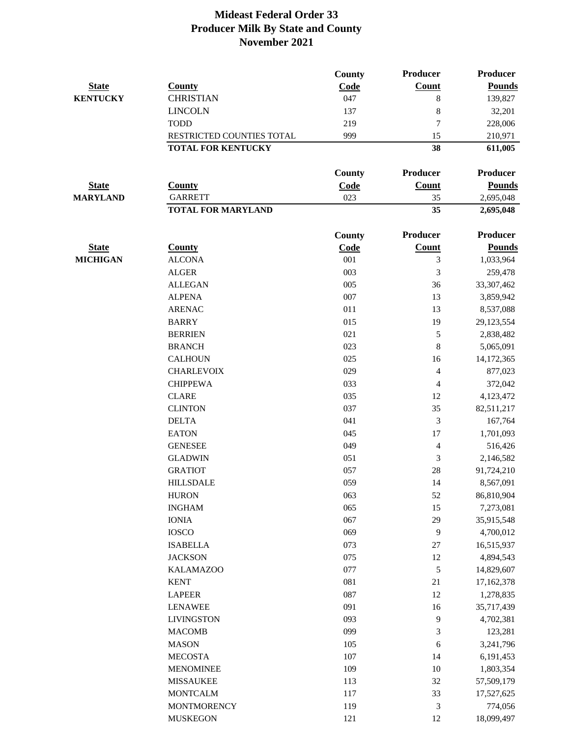# Mideast Federal Order 33
## Producer Milk By State and County
## November 2021

| State | County | County Code | Producer Count | Producer Pounds |
|---|---|---|---|---|
| KENTUCKY | CHRISTIAN | 047 | 8 | 139,827 |
| | LINCOLN | 137 | 8 | 32,201 |
| | TODD | 219 | 7 | 228,006 |
| | RESTRICTED COUNTIES TOTAL | 999 | 15 | 210,971 |
| | **TOTAL FOR KENTUCKY** | | **38** | **611,005** |

| State | County | County Code | Producer Count | Producer Pounds |
|---|---|---|---|---|
| MARYLAND | GARRETT | 023 | 35 | 2,695,048 |
| | **TOTAL FOR MARYLAND** | | **35** | **2,695,048** |

| State | County | County Code | Producer Count | Producer Pounds |
|---|---|---|---|---|
| MICHIGAN | ALCONA | 001 | 3 | 1,033,964 |
| | ALGER | 003 | 3 | 259,478 |
| | ALLEGAN | 005 | 36 | 33,307,462 |
| | ALPENA | 007 | 13 | 3,859,942 |
| | ARENAC | 011 | 13 | 8,537,088 |
| | BARRY | 015 | 19 | 29,123,554 |
| | BERRIEN | 021 | 5 | 2,838,482 |
| | BRANCH | 023 | 8 | 5,065,091 |
| | CALHOUN | 025 | 16 | 14,172,365 |
| | CHARLEVOIX | 029 | 4 | 877,023 |
| | CHIPPEWA | 033 | 4 | 372,042 |
| | CLARE | 035 | 12 | 4,123,472 |
| | CLINTON | 037 | 35 | 82,511,217 |
| | DELTA | 041 | 3 | 167,764 |
| | EATON | 045 | 17 | 1,701,093 |
| | GENESEE | 049 | 4 | 516,426 |
| | GLADWIN | 051 | 3 | 2,146,582 |
| | GRATIOT | 057 | 28 | 91,724,210 |
| | HILLSDALE | 059 | 14 | 8,567,091 |
| | HURON | 063 | 52 | 86,810,904 |
| | INGHAM | 065 | 15 | 7,273,081 |
| | IONIA | 067 | 29 | 35,915,548 |
| | IOSCO | 069 | 9 | 4,700,012 |
| | ISABELLA | 073 | 27 | 16,515,937 |
| | JACKSON | 075 | 12 | 4,894,543 |
| | KALAMAZOO | 077 | 5 | 14,829,607 |
| | KENT | 081 | 21 | 17,162,378 |
| | LAPEER | 087 | 12 | 1,278,835 |
| | LENAWEE | 091 | 16 | 35,717,439 |
| | LIVINGSTON | 093 | 9 | 4,702,381 |
| | MACOMB | 099 | 3 | 123,281 |
| | MASON | 105 | 6 | 3,241,796 |
| | MECOSTA | 107 | 14 | 6,191,453 |
| | MENOMINEE | 109 | 10 | 1,803,354 |
| | MISSAUKEE | 113 | 32 | 57,509,179 |
| | MONTCALM | 117 | 33 | 17,527,625 |
| | MONTMORENCY | 119 | 3 | 774,056 |
| | MUSKEGON | 121 | 12 | 18,099,497 |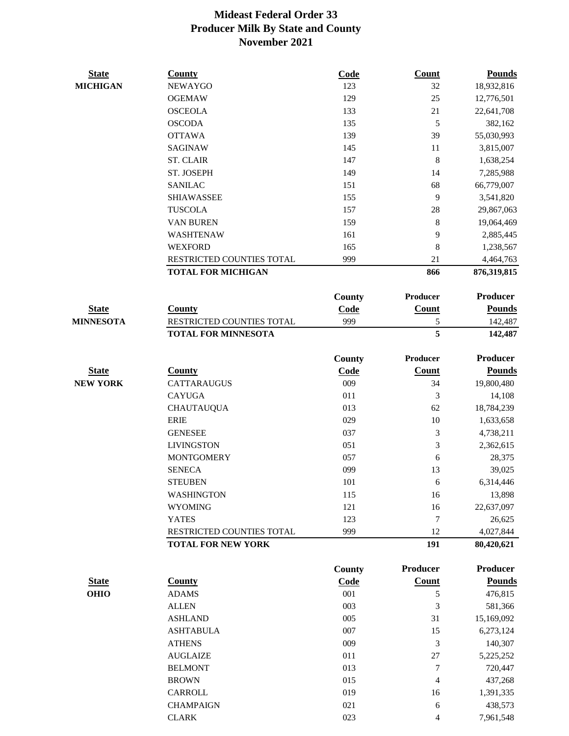# Mideast Federal Order 33
## Producer Milk By State and County
## November 2021

| State | County | Code | Count | Pounds |
|---|---|---|---|---|
| MICHIGAN | NEWAYGO | 123 | 32 | 18,932,816 |
| | OGEMAW | 129 | 25 | 12,776,501 |
| | OSCEOLA | 133 | 21 | 22,641,708 |
| | OSCODA | 135 | 5 | 382,162 |
| | OTTAWA | 139 | 39 | 55,030,993 |
| | SAGINAW | 145 | 11 | 3,815,007 |
| | ST. CLAIR | 147 | 8 | 1,638,254 |
| | ST. JOSEPH | 149 | 14 | 7,285,988 |
| | SANILAC | 151 | 68 | 66,779,007 |
| | SHIAWASSEE | 155 | 9 | 3,541,820 |
| | TUSCOLA | 157 | 28 | 29,867,063 |
| | VAN BUREN | 159 | 8 | 19,064,469 |
| | WASHTENAW | 161 | 9 | 2,885,445 |
| | WEXFORD | 165 | 8 | 1,238,567 |
| | RESTRICTED COUNTIES TOTAL | 999 | 21 | 4,464,763 |
| | **TOTAL FOR MICHIGAN** | | **866** | **876,319,815** |

| State | County | County Code | Producer Count | Producer Pounds |
|---|---|---|---|---|
| MINNESOTA | RESTRICTED COUNTIES TOTAL | 999 | 5 | 142,487 |
| | **TOTAL FOR MINNESOTA** | | **5** | **142,487** |

| State | County | County Code | Producer Count | Producer Pounds |
|---|---|---|---|---|
| NEW YORK | CATTARAUGUS | 009 | 34 | 19,800,480 |
| | CAYUGA | 011 | 3 | 14,108 |
| | CHAUTAUQUA | 013 | 62 | 18,784,239 |
| | ERIE | 029 | 10 | 1,633,658 |
| | GENESEE | 037 | 3 | 4,738,211 |
| | LIVINGSTON | 051 | 3 | 2,362,615 |
| | MONTGOMERY | 057 | 6 | 28,375 |
| | SENECA | 099 | 13 | 39,025 |
| | STEUBEN | 101 | 6 | 6,314,446 |
| | WASHINGTON | 115 | 16 | 13,898 |
| | WYOMING | 121 | 16 | 22,637,097 |
| | YATES | 123 | 7 | 26,625 |
| | RESTRICTED COUNTIES TOTAL | 999 | 12 | 4,027,844 |
| | **TOTAL FOR NEW YORK** | | **191** | **80,420,621** |

| State | County | County Code | Producer Count | Producer Pounds |
|---|---|---|---|---|
| OHIO | ADAMS | 001 | 5 | 476,815 |
| | ALLEN | 003 | 3 | 581,366 |
| | ASHLAND | 005 | 31 | 15,169,092 |
| | ASHTABULA | 007 | 15 | 6,273,124 |
| | ATHENS | 009 | 3 | 140,307 |
| | AUGLAIZE | 011 | 27 | 5,225,252 |
| | BELMONT | 013 | 7 | 720,447 |
| | BROWN | 015 | 4 | 437,268 |
| | CARROLL | 019 | 16 | 1,391,335 |
| | CHAMPAIGN | 021 | 6 | 438,573 |
| | CLARK | 023 | 4 | 7,961,548 |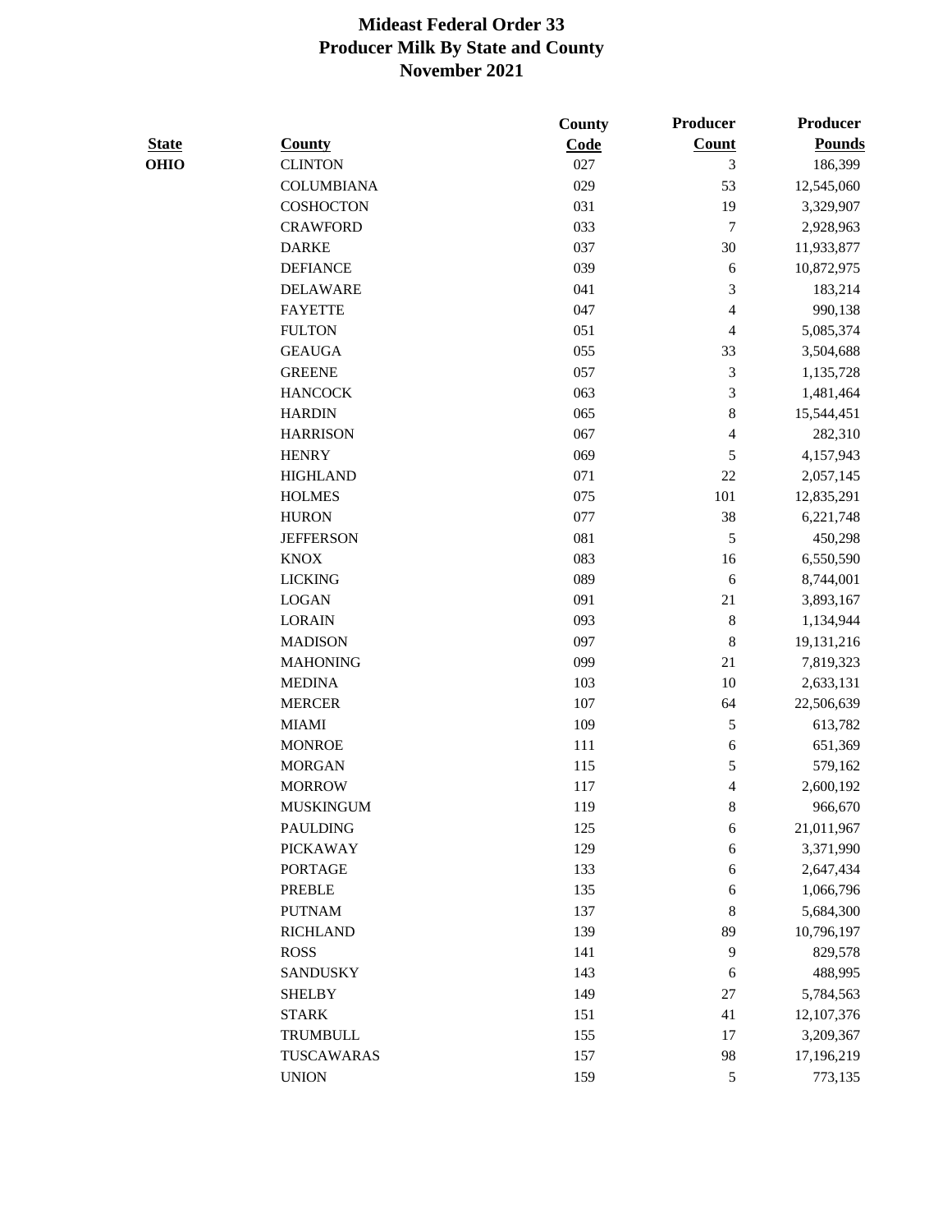# Mideast Federal Order 33
## Producer Milk By State and County
### November 2021

| State | County | County Code | Producer Count | Producer Pounds |
|---|---|---|---|---|
| OHIO | CLINTON | 027 | 3 | 186,399 |
| | COLUMBIANA | 029 | 53 | 12,545,060 |
| | COSHOCTON | 031 | 19 | 3,329,907 |
| | CRAWFORD | 033 | 7 | 2,928,963 |
| | DARKE | 037 | 30 | 11,933,877 |
| | DEFIANCE | 039 | 6 | 10,872,975 |
| | DELAWARE | 041 | 3 | 183,214 |
| | FAYETTE | 047 | 4 | 990,138 |
| | FULTON | 051 | 4 | 5,085,374 |
| | GEAUGA | 055 | 33 | 3,504,688 |
| | GREENE | 057 | 3 | 1,135,728 |
| | HANCOCK | 063 | 3 | 1,481,464 |
| | HARDIN | 065 | 8 | 15,544,451 |
| | HARRISON | 067 | 4 | 282,310 |
| | HENRY | 069 | 5 | 4,157,943 |
| | HIGHLAND | 071 | 22 | 2,057,145 |
| | HOLMES | 075 | 101 | 12,835,291 |
| | HURON | 077 | 38 | 6,221,748 |
| | JEFFERSON | 081 | 5 | 450,298 |
| | KNOX | 083 | 16 | 6,550,590 |
| | LICKING | 089 | 6 | 8,744,001 |
| | LOGAN | 091 | 21 | 3,893,167 |
| | LORAIN | 093 | 8 | 1,134,944 |
| | MADISON | 097 | 8 | 19,131,216 |
| | MAHONING | 099 | 21 | 7,819,323 |
| | MEDINA | 103 | 10 | 2,633,131 |
| | MERCER | 107 | 64 | 22,506,639 |
| | MIAMI | 109 | 5 | 613,782 |
| | MONROE | 111 | 6 | 651,369 |
| | MORGAN | 115 | 5 | 579,162 |
| | MORROW | 117 | 4 | 2,600,192 |
| | MUSKINGUM | 119 | 8 | 966,670 |
| | PAULDING | 125 | 6 | 21,011,967 |
| | PICKAWAY | 129 | 6 | 3,371,990 |
| | PORTAGE | 133 | 6 | 2,647,434 |
| | PREBLE | 135 | 6 | 1,066,796 |
| | PUTNAM | 137 | 8 | 5,684,300 |
| | RICHLAND | 139 | 89 | 10,796,197 |
| | ROSS | 141 | 9 | 829,578 |
| | SANDUSKY | 143 | 6 | 488,995 |
| | SHELBY | 149 | 27 | 5,784,563 |
| | STARK | 151 | 41 | 12,107,376 |
| | TRUMBULL | 155 | 17 | 3,209,367 |
| | TUSCAWARAS | 157 | 98 | 17,196,219 |
| | UNION | 159 | 5 | 773,135 |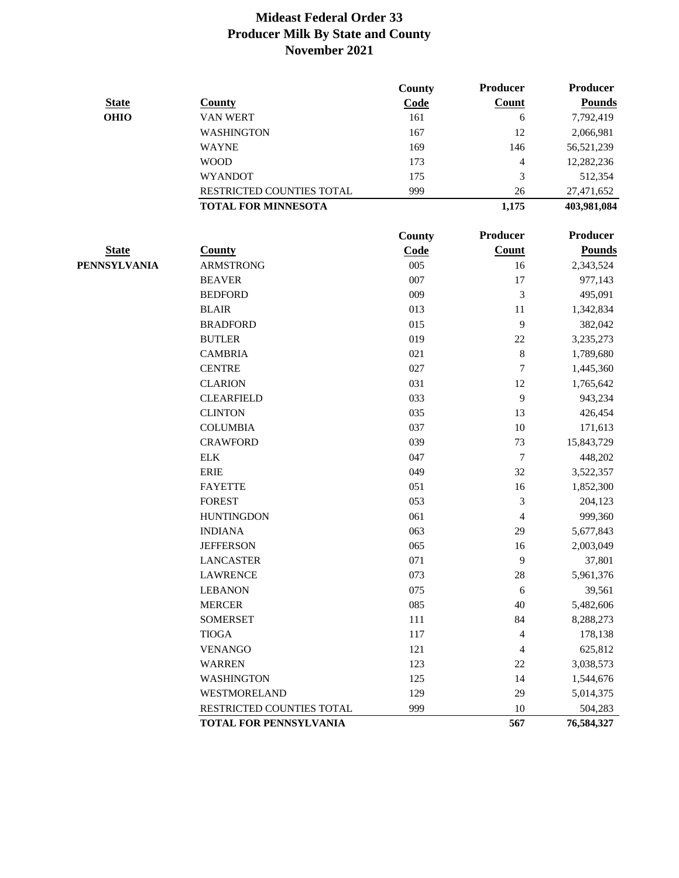# Mideast Federal Order 33
## Producer Milk By State and County
## November 2021

| State | County | County Code | Producer Count | Producer Pounds |
|---|---|---|---|---|
| OHIO | VAN WERT | 161 | 6 | 7,792,419 |
| | WASHINGTON | 167 | 12 | 2,066,981 |
| | WAYNE | 169 | 146 | 56,521,239 |
| | WOOD | 173 | 4 | 12,282,236 |
| | WYANDOT | 175 | 3 | 512,354 |
| | RESTRICTED COUNTIES TOTAL | 999 | 26 | 27,471,652 |
| | **TOTAL FOR MINNESOTA** | | **1,175** | **403,981,084** |

| State | County | County Code | Producer Count | Producer Pounds |
|---|---|---|---|---|
| PENNSYLVANIA | ARMSTRONG | 005 | 16 | 2,343,524 |
| | BEAVER | 007 | 17 | 977,143 |
| | BEDFORD | 009 | 3 | 495,091 |
| | BLAIR | 013 | 11 | 1,342,834 |
| | BRADFORD | 015 | 9 | 382,042 |
| | BUTLER | 019 | 22 | 3,235,273 |
| | CAMBRIA | 021 | 8 | 1,789,680 |
| | CENTRE | 027 | 7 | 1,445,360 |
| | CLARION | 031 | 12 | 1,765,642 |
| | CLEARFIELD | 033 | 9 | 943,234 |
| | CLINTON | 035 | 13 | 426,454 |
| | COLUMBIA | 037 | 10 | 171,613 |
| | CRAWFORD | 039 | 73 | 15,843,729 |
| | ELK | 047 | 7 | 448,202 |
| | ERIE | 049 | 32 | 3,522,357 |
| | FAYETTE | 051 | 16 | 1,852,300 |
| | FOREST | 053 | 3 | 204,123 |
| | HUNTINGDON | 061 | 4 | 999,360 |
| | INDIANA | 063 | 29 | 5,677,843 |
| | JEFFERSON | 065 | 16 | 2,003,049 |
| | LANCASTER | 071 | 9 | 37,801 |
| | LAWRENCE | 073 | 28 | 5,961,376 |
| | LEBANON | 075 | 6 | 39,561 |
| | MERCER | 085 | 40 | 5,482,606 |
| | SOMERSET | 111 | 84 | 8,288,273 |
| | TIOGA | 117 | 4 | 178,138 |
| | VENANGO | 121 | 4 | 625,812 |
| | WARREN | 123 | 22 | 3,038,573 |
| | WASHINGTON | 125 | 14 | 1,544,676 |
| | WESTMORELAND | 129 | 29 | 5,014,375 |
| | RESTRICTED COUNTIES TOTAL | 999 | 10 | 504,283 |
| | **TOTAL FOR PENNSYLVANIA** | | **567** | **76,584,327** |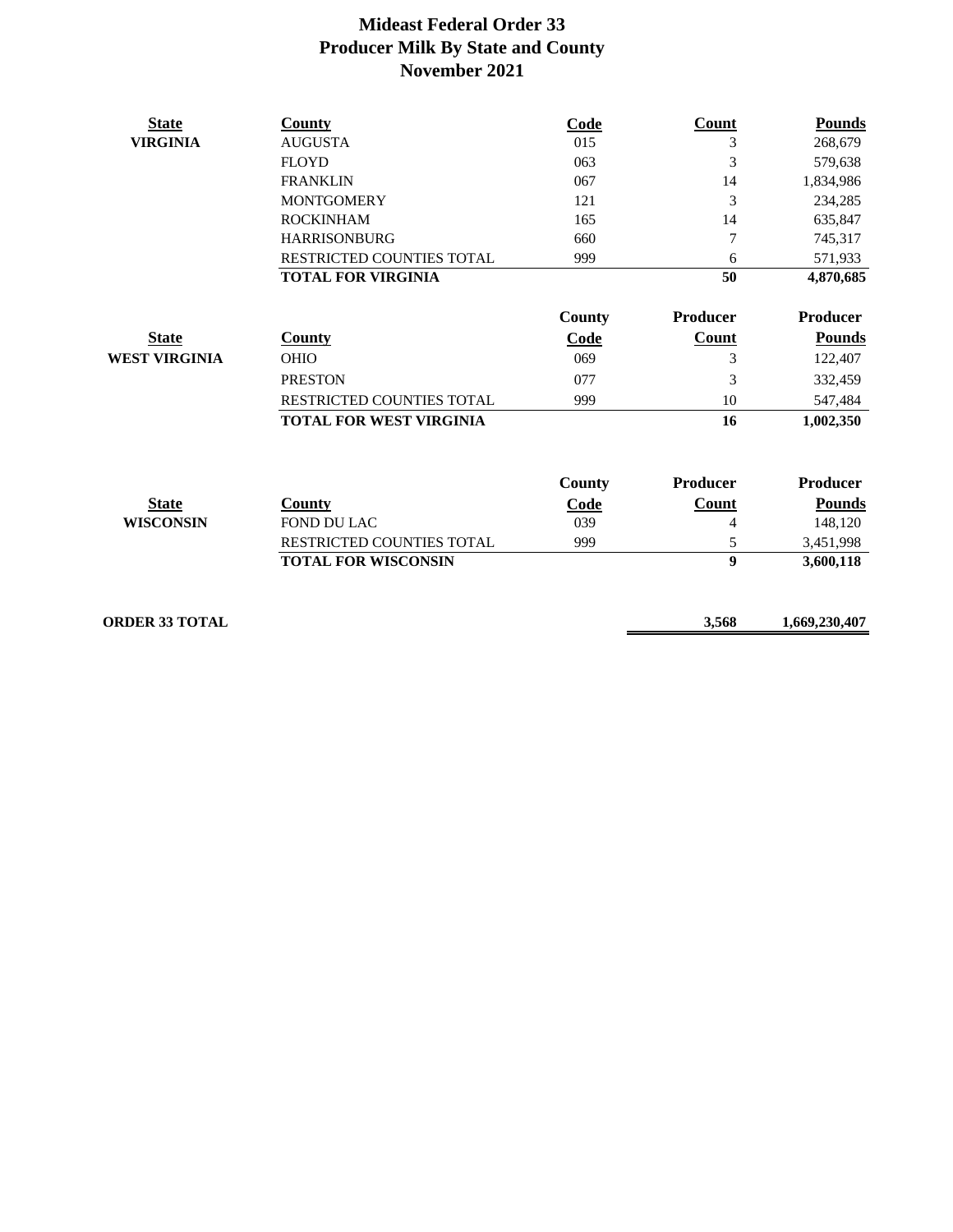# Mideast Federal Order 33
## Producer Milk By State and County
## November 2021

| State | County | Code | Count | Pounds |
|---|---|---|---|---|
| **VIRGINIA** | AUGUSTA | 015 | 3 | 268,679 |
| | FLOYD | 063 | 3 | 579,638 |
| | FRANKLIN | 067 | 14 | 1,834,986 |
| | MONTGOMERY | 121 | 3 | 234,285 |
| | ROCKINHAM | 165 | 14 | 635,847 |
| | HARRISONBURG | 660 | 7 | 745,317 |
| | RESTRICTED COUNTIES TOTAL | 999 | 6 | 571,933 |
| | **TOTAL FOR VIRGINIA** | | **50** | **4,870,685** |

| State | County | County Code | Producer Count | Producer Pounds |
|---|---|---|---|---|
| **WEST VIRGINIA** | OHIO | 069 | 3 | 122,407 |
| | PRESTON | 077 | 3 | 332,459 |
| | RESTRICTED COUNTIES TOTAL | 999 | 10 | 547,484 |
| | **TOTAL FOR WEST VIRGINIA** | | **16** | **1,002,350** |

| State | County | County Code | Producer Count | Producer Pounds |
|---|---|---|---|---|
| **WISCONSIN** | FOND DU LAC | 039 | 4 | 148,120 |
| | RESTRICTED COUNTIES TOTAL | 999 | 5 | 3,451,998 |
| | **TOTAL FOR WISCONSIN** | | **9** | **3,600,118** |

| | | | | |
|---|---|---|---|---|
| **ORDER 33 TOTAL** | | | **3,568** | **1,669,230,407** |